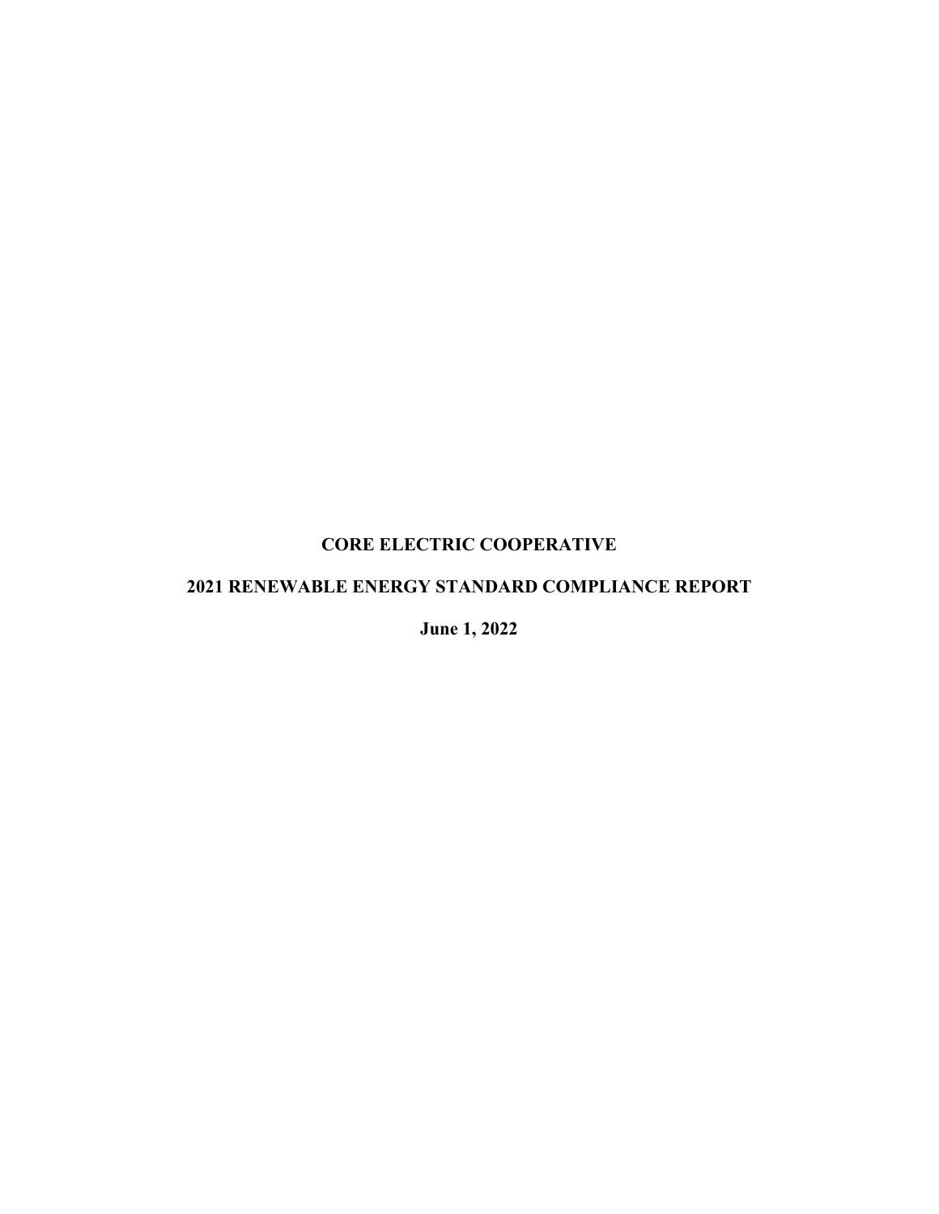# CORE ELECTRIC COOPERATIVE

## 2021 RENEWABLE ENERGY STANDARD COMPLIANCE REPORT

**June 1, 2022**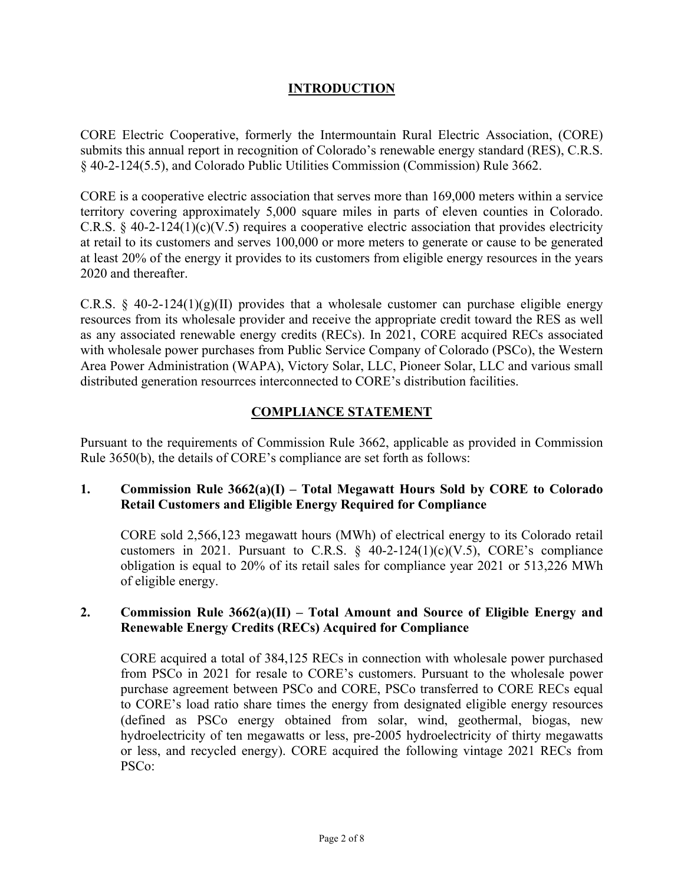## INTRODUCTION

CORE Electric Cooperative, formerly the Intermountain Rural Electric Association, (CORE) submits this annual report in recognition of Colorado's renewable energy standard (RES), C.R.S. § 40-2-124(5.5), and Colorado Public Utilities Commission (Commission) Rule 3662.

CORE is a cooperative electric association that serves more than 169,000 meters within a service territory covering approximately 5,000 square miles in parts of eleven counties in Colorado. C.R.S. § 40-2-124(1)(c)(V.5) requires a cooperative electric association that provides electricity at retail to its customers and serves 100,000 or more meters to generate or cause to be generated at least 20% of the energy it provides to its customers from eligible energy resources in the years 2020 and thereafter.

C.R.S. § 40-2-124(1)(g)(II) provides that a wholesale customer can purchase eligible energy resources from its wholesale provider and receive the appropriate credit toward the RES as well as any associated renewable energy credits (RECs). In 2021, CORE acquired RECs associated with wholesale power purchases from Public Service Company of Colorado (PSCo), the Western Area Power Administration (WAPA), Victory Solar, LLC, Pioneer Solar, LLC and various small distributed generation resourrces interconnected to CORE's distribution facilities.

## COMPLIANCE STATEMENT

Pursuant to the requirements of Commission Rule 3662, applicable as provided in Commission Rule 3650(b), the details of CORE's compliance are set forth as follows:

### 1. Commission Rule 3662(a)(I) – Total Megawatt Hours Sold by CORE to Colorado Retail Customers and Eligible Energy Required for Compliance

CORE sold 2,566,123 megawatt hours (MWh) of electrical energy to its Colorado retail customers in 2021. Pursuant to C.R.S. § 40-2-124(1)(c)(V.5), CORE's compliance obligation is equal to 20% of its retail sales for compliance year 2021 or 513,226 MWh of eligible energy.

### 2. Commission Rule 3662(a)(II) – Total Amount and Source of Eligible Energy and Renewable Energy Credits (RECs) Acquired for Compliance

CORE acquired a total of 384,125 RECs in connection with wholesale power purchased from PSCo in 2021 for resale to CORE's customers. Pursuant to the wholesale power purchase agreement between PSCo and CORE, PSCo transferred to CORE RECs equal to CORE's load ratio share times the energy from designated eligible energy resources (defined as PSCo energy obtained from solar, wind, geothermal, biogas, new hydroelectricity of ten megawatts or less, pre-2005 hydroelectricity of thirty megawatts or less, and recycled energy). CORE acquired the following vintage 2021 RECs from PSCo: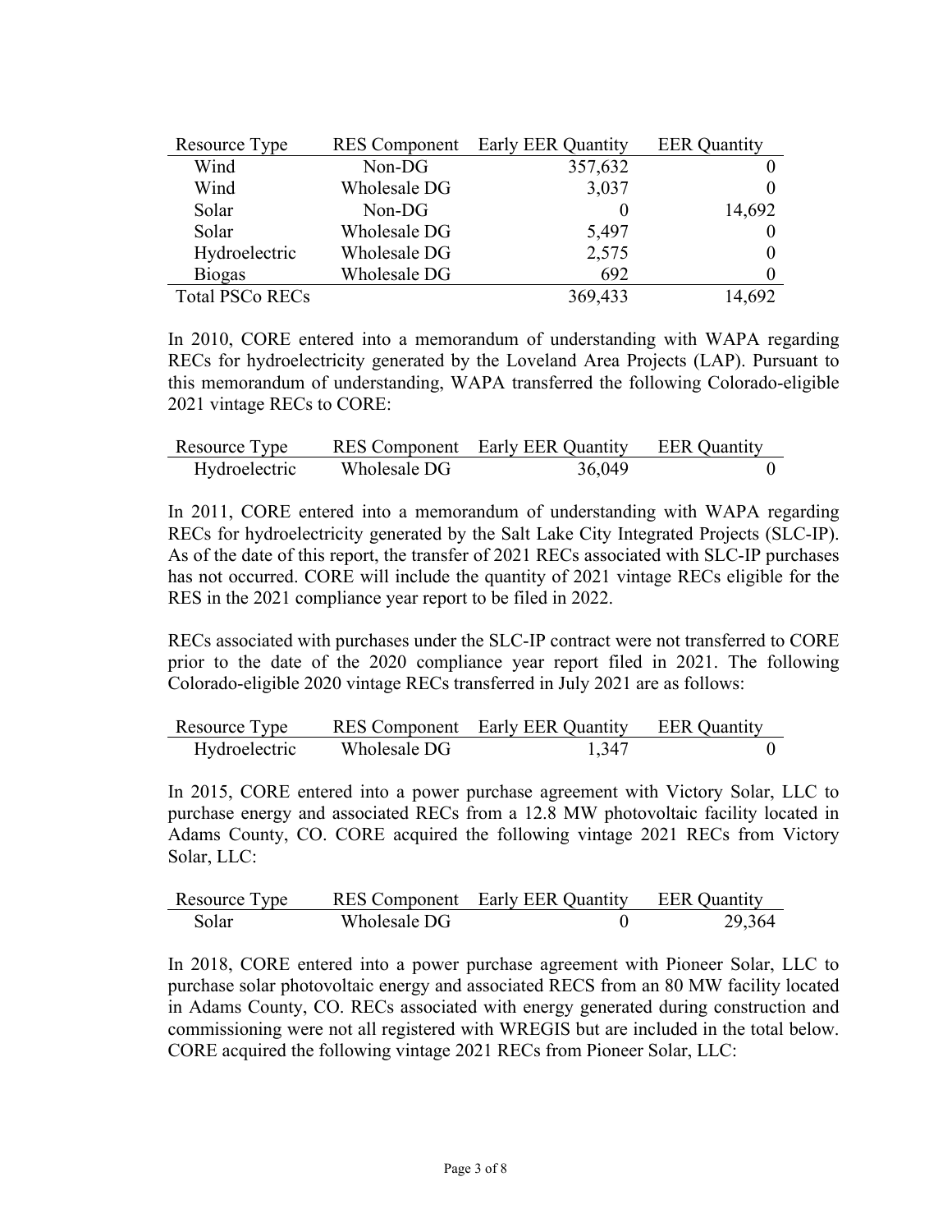| Resource Type | RES Component | Early EER Quantity | EER Quantity |
|---|---|---|---|
| Wind | Non-DG | 357,632 | 0 |
| Wind | Wholesale DG | 3,037 | 0 |
| Solar | Non-DG | 0 | 14,692 |
| Solar | Wholesale DG | 5,497 | 0 |
| Hydroelectric | Wholesale DG | 2,575 | 0 |
| Biogas | Wholesale DG | 692 | 0 |
| Total PSCo RECs | | 369,433 | 14,692 |

In 2010, CORE entered into a memorandum of understanding with WAPA regarding RECs for hydroelectricity generated by the Loveland Area Projects (LAP). Pursuant to this memorandum of understanding, WAPA transferred the following Colorado-eligible 2021 vintage RECs to CORE:

| Resource Type | RES Component | Early EER Quantity | EER Quantity |
|---|---|---|---|
| Hydroelectric | Wholesale DG | 36,049 | 0 |

In 2011, CORE entered into a memorandum of understanding with WAPA regarding RECs for hydroelectricity generated by the Salt Lake City Integrated Projects (SLC-IP). As of the date of this report, the transfer of 2021 RECs associated with SLC-IP purchases has not occurred. CORE will include the quantity of 2021 vintage RECs eligible for the RES in the 2021 compliance year report to be filed in 2022.

RECs associated with purchases under the SLC-IP contract were not transferred to CORE prior to the date of the 2020 compliance year report filed in 2021. The following Colorado-eligible 2020 vintage RECs transferred in July 2021 are as follows:

| Resource Type | RES Component | Early EER Quantity | EER Quantity |
|---|---|---|---|
| Hydroelectric | Wholesale DG | 1,347 | 0 |

In 2015, CORE entered into a power purchase agreement with Victory Solar, LLC to purchase energy and associated RECs from a 12.8 MW photovoltaic facility located in Adams County, CO. CORE acquired the following vintage 2021 RECs from Victory Solar, LLC:

| Resource Type | RES Component | Early EER Quantity | EER Quantity |
|---|---|---|---|
| Solar | Wholesale DG | 0 | 29,364 |

In 2018, CORE entered into a power purchase agreement with Pioneer Solar, LLC to purchase solar photovoltaic energy and associated RECS from an 80 MW facility located in Adams County, CO. RECs associated with energy generated during construction and commissioning were not all registered with WREGIS but are included in the total below. CORE acquired the following vintage 2021 RECs from Pioneer Solar, LLC: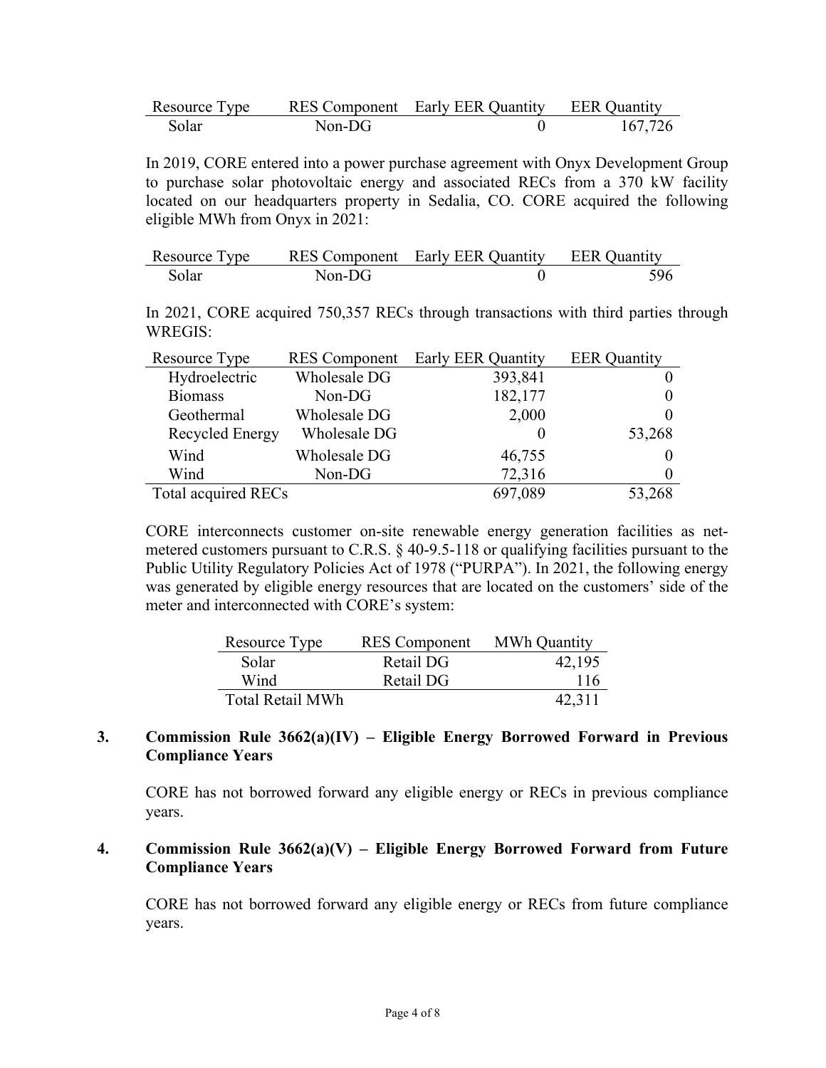| Resource Type | RES Component | Early EER Quantity | EER Quantity |
|---|---|---|---|
| Solar | Non-DG | 0 | 167,726 |

In 2019, CORE entered into a power purchase agreement with Onyx Development Group to purchase solar photovoltaic energy and associated RECs from a 370 kW facility located on our headquarters property in Sedalia, CO. CORE acquired the following eligible MWh from Onyx in 2021:

| Resource Type | RES Component | Early EER Quantity | EER Quantity |
|---|---|---|---|
| Solar | Non-DG | 0 | 596 |

In 2021, CORE acquired 750,357 RECs through transactions with third parties through WREGIS:

| Resource Type | RES Component | Early EER Quantity | EER Quantity |
|---|---|---|---|
| Hydroelectric | Wholesale DG | 393,841 | 0 |
| Biomass | Non-DG | 182,177 | 0 |
| Geothermal | Wholesale DG | 2,000 | 0 |
| Recycled Energy | Wholesale DG | 0 | 53,268 |
| Wind | Wholesale DG | 46,755 | 0 |
| Wind | Non-DG | 72,316 | 0 |
| Total acquired RECs | | 697,089 | 53,268 |

CORE interconnects customer on-site renewable energy generation facilities as net-metered customers pursuant to C.R.S. § 40-9.5-118 or qualifying facilities pursuant to the Public Utility Regulatory Policies Act of 1978 ("PURPA"). In 2021, the following energy was generated by eligible energy resources that are located on the customers' side of the meter and interconnected with CORE's system:

| Resource Type | RES Component | MWh Quantity |
|---|---|---|
| Solar | Retail DG | 42,195 |
| Wind | Retail DG | 116 |
| Total Retail MWh | | 42,311 |

## 3. Commission Rule 3662(a)(IV) – Eligible Energy Borrowed Forward in Previous Compliance Years

CORE has not borrowed forward any eligible energy or RECs in previous compliance years.

## 4. Commission Rule 3662(a)(V) – Eligible Energy Borrowed Forward from Future Compliance Years

CORE has not borrowed forward any eligible energy or RECs from future compliance years.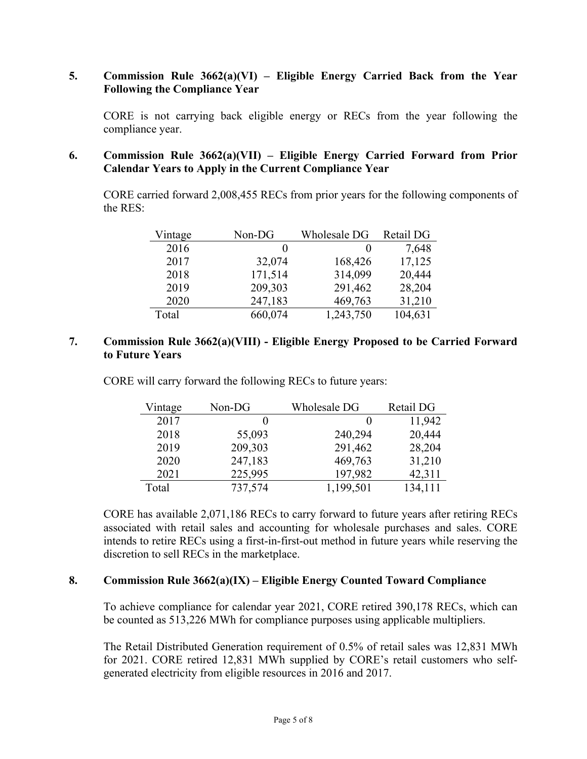## 5. Commission Rule 3662(a)(VI) – Eligible Energy Carried Back from the Year Following the Compliance Year

CORE is not carrying back eligible energy or RECs from the year following the compliance year.

## 6. Commission Rule 3662(a)(VII) – Eligible Energy Carried Forward from Prior Calendar Years to Apply in the Current Compliance Year

CORE carried forward 2,008,455 RECs from prior years for the following components of the RES:

| Vintage | Non-DG | Wholesale DG | Retail DG |
|---|---|---|---|
| 2016 | 0 | 0 | 7,648 |
| 2017 | 32,074 | 168,426 | 17,125 |
| 2018 | 171,514 | 314,099 | 20,444 |
| 2019 | 209,303 | 291,462 | 28,204 |
| 2020 | 247,183 | 469,763 | 31,210 |
| Total | 660,074 | 1,243,750 | 104,631 |

## 7. Commission Rule 3662(a)(VIII) - Eligible Energy Proposed to be Carried Forward to Future Years

CORE will carry forward the following RECs to future years:

| Vintage | Non-DG | Wholesale DG | Retail DG |
|---|---|---|---|
| 2017 | 0 | 0 | 11,942 |
| 2018 | 55,093 | 240,294 | 20,444 |
| 2019 | 209,303 | 291,462 | 28,204 |
| 2020 | 247,183 | 469,763 | 31,210 |
| 2021 | 225,995 | 197,982 | 42,311 |
| Total | 737,574 | 1,199,501 | 134,111 |

CORE has available 2,071,186 RECs to carry forward to future years after retiring RECs associated with retail sales and accounting for wholesale purchases and sales. CORE intends to retire RECs using a first-in-first-out method in future years while reserving the discretion to sell RECs in the marketplace.

## 8. Commission Rule 3662(a)(IX) – Eligible Energy Counted Toward Compliance

To achieve compliance for calendar year 2021, CORE retired 390,178 RECs, which can be counted as 513,226 MWh for compliance purposes using applicable multipliers.

The Retail Distributed Generation requirement of 0.5% of retail sales was 12,831 MWh for 2021. CORE retired 12,831 MWh supplied by CORE's retail customers who self-generated electricity from eligible resources in 2016 and 2017.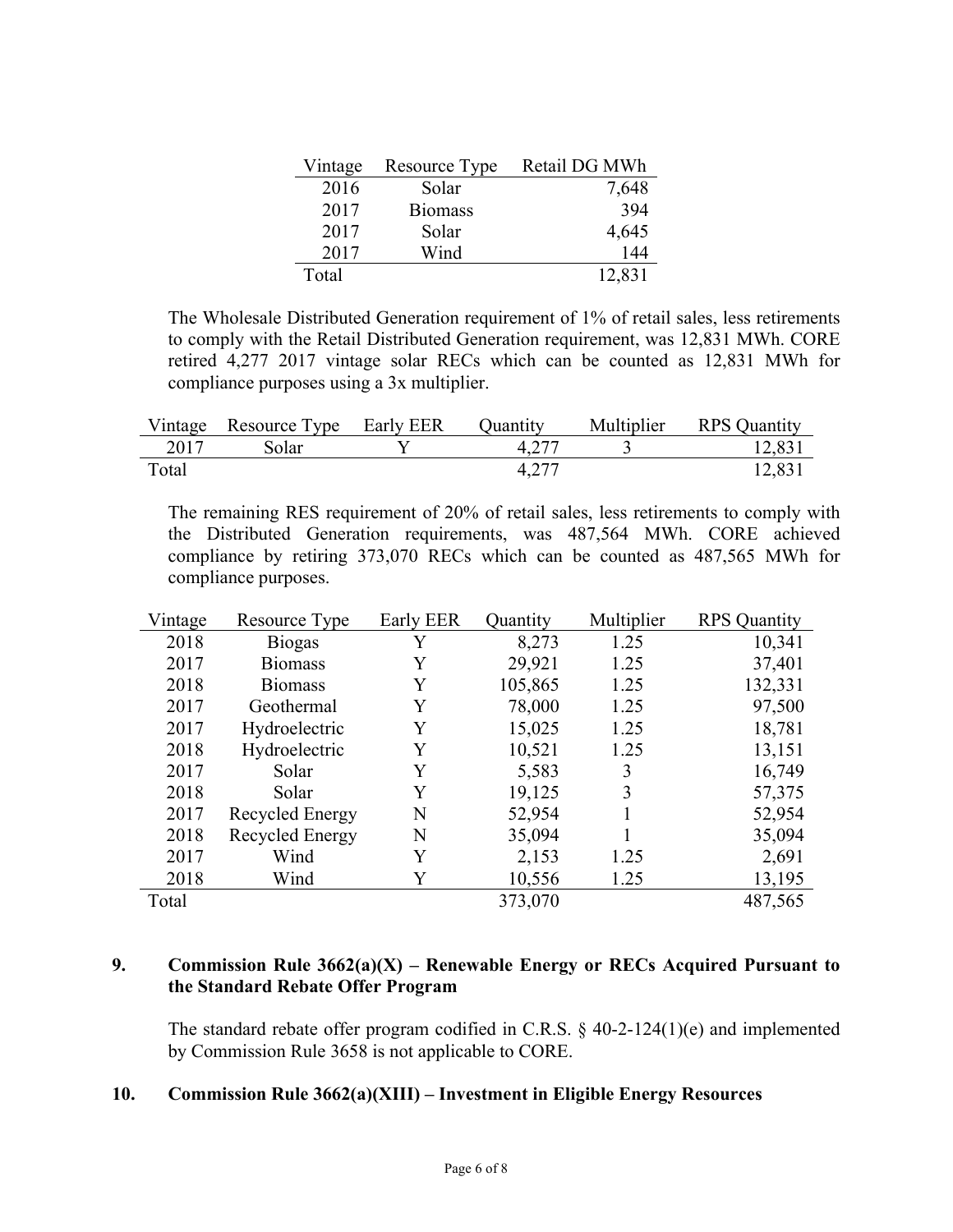| Vintage | Resource Type | Retail DG MWh |
|---|---|---|
| 2016 | Solar | 7,648 |
| 2017 | Biomass | 394 |
| 2017 | Solar | 4,645 |
| 2017 | Wind | 144 |
| Total | | 12,831 |

The Wholesale Distributed Generation requirement of 1% of retail sales, less retirements to comply with the Retail Distributed Generation requirement, was 12,831 MWh. CORE retired 4,277 2017 vintage solar RECs which can be counted as 12,831 MWh for compliance purposes using a 3x multiplier.

| Vintage | Resource Type | Early EER | Quantity | Multiplier | RPS Quantity |
|---|---|---|---|---|---|
| 2017 | Solar | Y | 4,277 | 3 | 12,831 |
| Total | | | 4,277 | | 12,831 |

The remaining RES requirement of 20% of retail sales, less retirements to comply with the Distributed Generation requirements, was 487,564 MWh. CORE achieved compliance by retiring 373,070 RECs which can be counted as 487,565 MWh for compliance purposes.

| Vintage | Resource Type | Early EER | Quantity | Multiplier | RPS Quantity |
|---|---|---|---|---|---|
| 2018 | Biogas | Y | 8,273 | 1.25 | 10,341 |
| 2017 | Biomass | Y | 29,921 | 1.25 | 37,401 |
| 2018 | Biomass | Y | 105,865 | 1.25 | 132,331 |
| 2017 | Geothermal | Y | 78,000 | 1.25 | 97,500 |
| 2017 | Hydroelectric | Y | 15,025 | 1.25 | 18,781 |
| 2018 | Hydroelectric | Y | 10,521 | 1.25 | 13,151 |
| 2017 | Solar | Y | 5,583 | 3 | 16,749 |
| 2018 | Solar | Y | 19,125 | 3 | 57,375 |
| 2017 | Recycled Energy | N | 52,954 | 1 | 52,954 |
| 2018 | Recycled Energy | N | 35,094 | 1 | 35,094 |
| 2017 | Wind | Y | 2,153 | 1.25 | 2,691 |
| 2018 | Wind | Y | 10,556 | 1.25 | 13,195 |
| Total | | | 373,070 | | 487,565 |

## 9. Commission Rule 3662(a)(X) – Renewable Energy or RECs Acquired Pursuant to the Standard Rebate Offer Program

The standard rebate offer program codified in C.R.S. § 40-2-124(1)(e) and implemented by Commission Rule 3658 is not applicable to CORE.

## 10. Commission Rule 3662(a)(XIII) – Investment in Eligible Energy Resources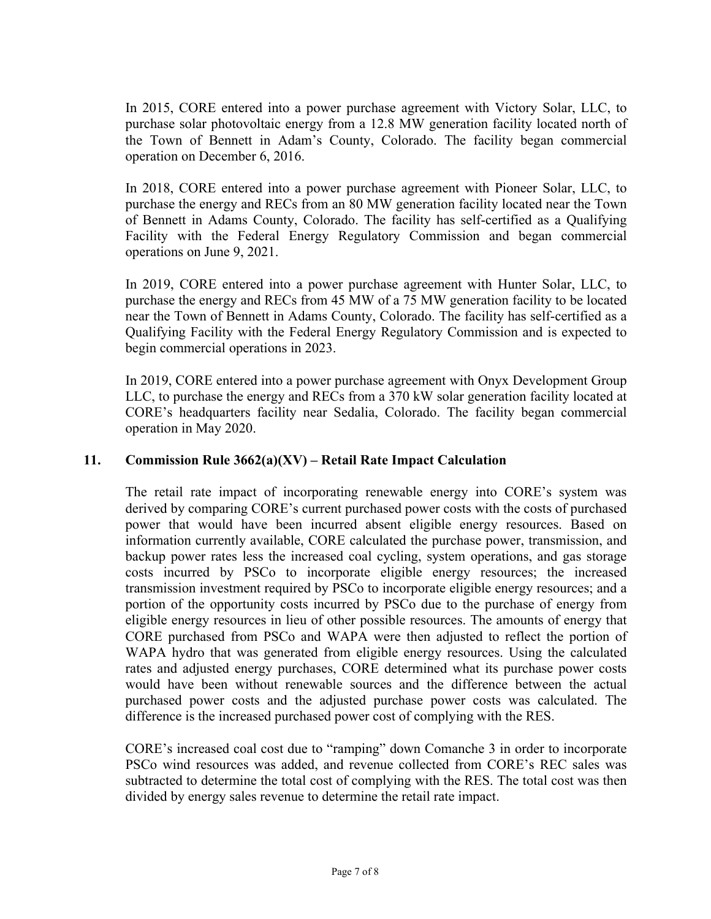In 2015, CORE entered into a power purchase agreement with Victory Solar, LLC, to purchase solar photovoltaic energy from a 12.8 MW generation facility located north of the Town of Bennett in Adam's County, Colorado. The facility began commercial operation on December 6, 2016.

In 2018, CORE entered into a power purchase agreement with Pioneer Solar, LLC, to purchase the energy and RECs from an 80 MW generation facility located near the Town of Bennett in Adams County, Colorado. The facility has self-certified as a Qualifying Facility with the Federal Energy Regulatory Commission and began commercial operations on June 9, 2021.

In 2019, CORE entered into a power purchase agreement with Hunter Solar, LLC, to purchase the energy and RECs from 45 MW of a 75 MW generation facility to be located near the Town of Bennett in Adams County, Colorado. The facility has self-certified as a Qualifying Facility with the Federal Energy Regulatory Commission and is expected to begin commercial operations in 2023.

In 2019, CORE entered into a power purchase agreement with Onyx Development Group LLC, to purchase the energy and RECs from a 370 kW solar generation facility located at CORE's headquarters facility near Sedalia, Colorado. The facility began commercial operation in May 2020.

## 11. Commission Rule 3662(a)(XV) – Retail Rate Impact Calculation

The retail rate impact of incorporating renewable energy into CORE's system was derived by comparing CORE's current purchased power costs with the costs of purchased power that would have been incurred absent eligible energy resources. Based on information currently available, CORE calculated the purchase power, transmission, and backup power rates less the increased coal cycling, system operations, and gas storage costs incurred by PSCo to incorporate eligible energy resources; the increased transmission investment required by PSCo to incorporate eligible energy resources; and a portion of the opportunity costs incurred by PSCo due to the purchase of energy from eligible energy resources in lieu of other possible resources. The amounts of energy that CORE purchased from PSCo and WAPA were then adjusted to reflect the portion of WAPA hydro that was generated from eligible energy resources. Using the calculated rates and adjusted energy purchases, CORE determined what its purchase power costs would have been without renewable sources and the difference between the actual purchased power costs and the adjusted purchase power costs was calculated. The difference is the increased purchased power cost of complying with the RES.

CORE's increased coal cost due to "ramping" down Comanche 3 in order to incorporate PSCo wind resources was added, and revenue collected from CORE's REC sales was subtracted to determine the total cost of complying with the RES. The total cost was then divided by energy sales revenue to determine the retail rate impact.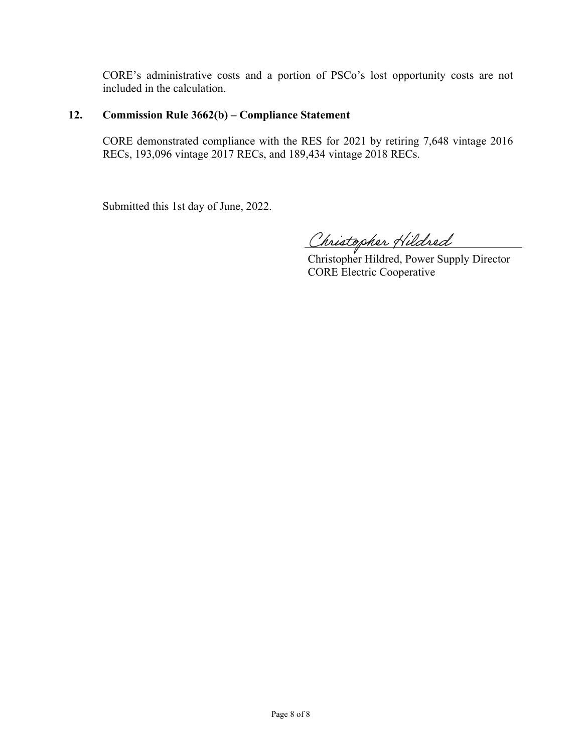CORE's administrative costs and a portion of PSCo's lost opportunity costs are not included in the calculation.

## 12. Commission Rule 3662(b) – Compliance Statement

CORE demonstrated compliance with the RES for 2021 by retiring 7,648 vintage 2016 RECs, 193,096 vintage 2017 RECs, and 189,434 vintage 2018 RECs.

Submitted this 1st day of June, 2022.

Christopher Hildred

Christopher Hildred, Power Supply Director
CORE Electric Cooperative